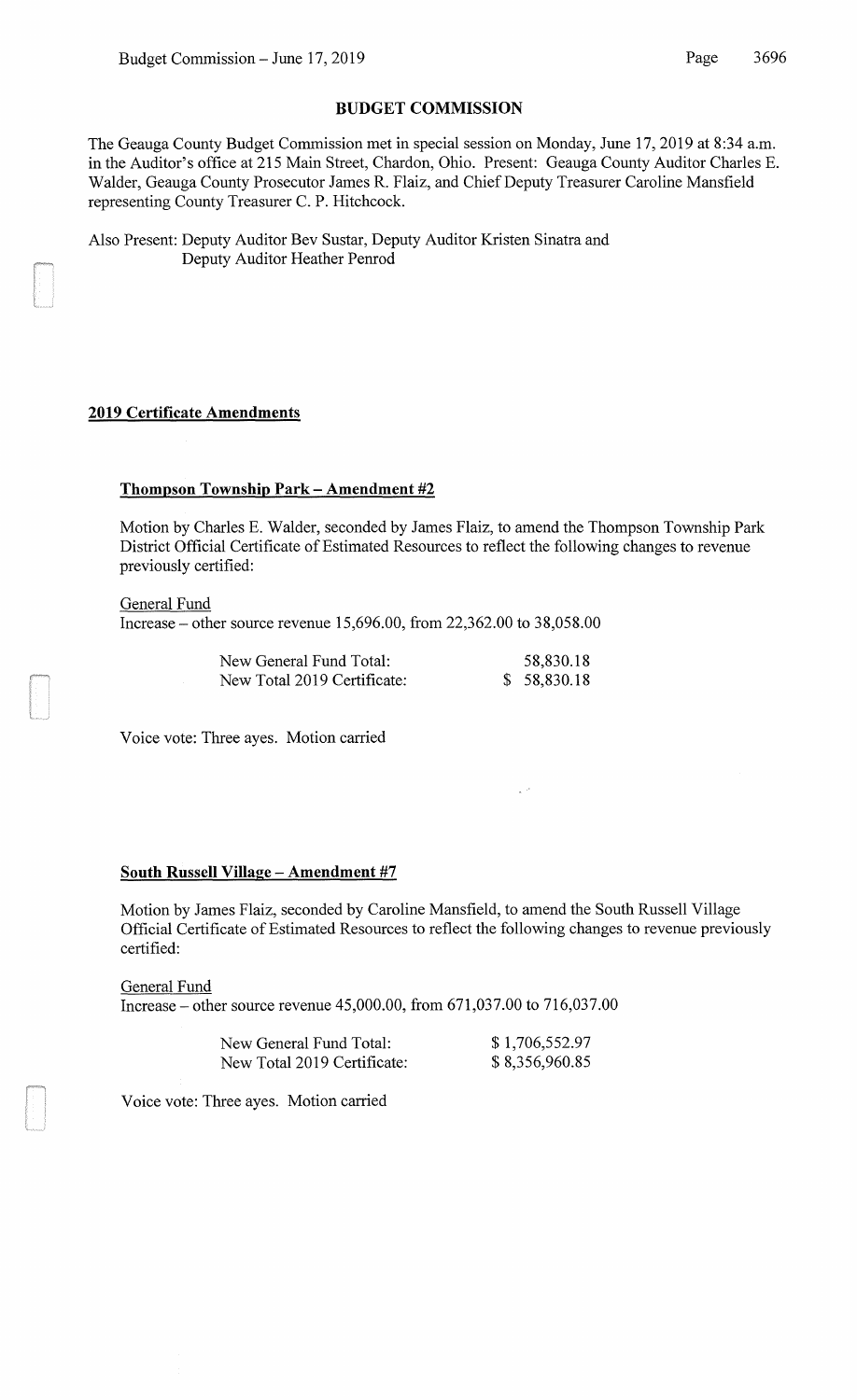## BUDGET COMMISSION

The Geauga County Budget Commission met in special session on Monday, June 17, 2019 at 8:34 a.m. in the Auditor's office at 215 Main Street, Chardon, Ohio. Present: Geauga County Auditor Charles E. Walder, Geauga County Prosecutor James R. Flaiz, and Chief Deputy Treasurer Caroline Mansfield representing County Treasurer C. P. Hitchcock.

Also Present: Deputy Auditor Bev Sustar, Deputy Auditor Kristen Sinatra and Deputy Auditor Heather Penrod

### 2019 Certificate Amendments

#### Thompson Township Park – Amendment #2

Motion by Charles E. Walder, seconded by James Flaiz, to amend the Thompson Township Park District Official Certificate of Estimated Resources to reflect the following changes to revenue previously certified:

General Fund
Increase – other source revenue 15,696.00, from 22,362.00 to 38,058.00

| | |
|---|---|
| New General Fund Total: | 58,830.18 |
| New Total 2019 Certificate: | $ 58,830.18 |

Voice vote: Three ayes. Motion carried

#### South Russell Village – Amendment #7

Motion by James Flaiz, seconded by Caroline Mansfield, to amend the South Russell Village Official Certificate of Estimated Resources to reflect the following changes to revenue previously certified:

General Fund
Increase – other source revenue 45,000.00, from 671,037.00 to 716,037.00

| | |
|---|---|
| New General Fund Total: | $ 1,706,552.97 |
| New Total 2019 Certificate: | $ 8,356,960.85 |

Voice vote: Three ayes. Motion carried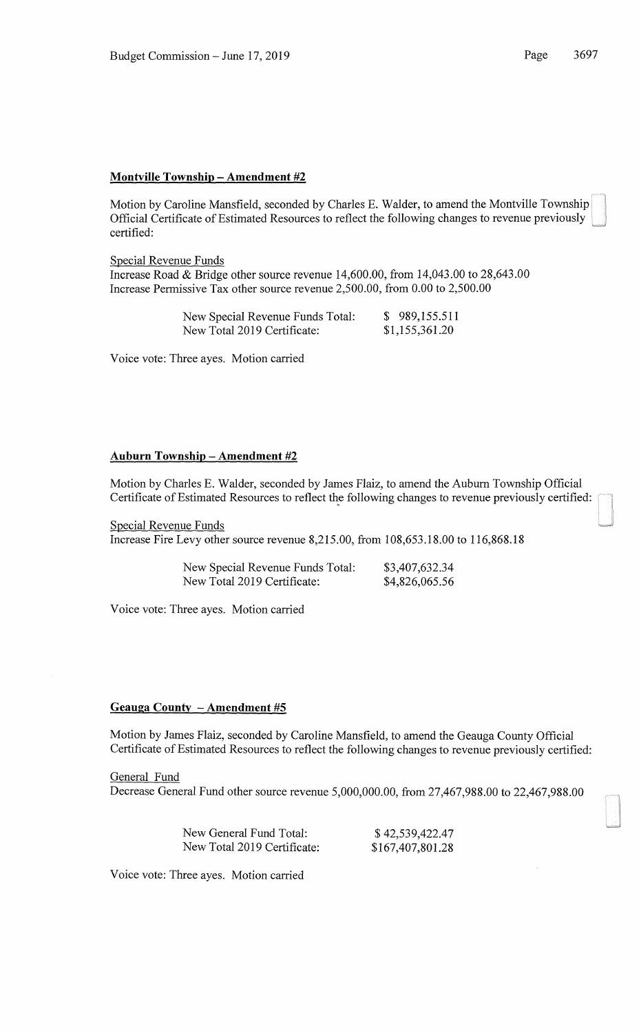**Montville Township – Amendment #2**

Motion by Caroline Mansfield, seconded by Charles E. Walder, to amend the Montville Township Official Certificate of Estimated Resources to reflect the following changes to revenue previously certified:

Special Revenue Funds
Increase Road & Bridge other source revenue 14,600.00, from 14,043.00 to 28,643.00
Increase Permissive Tax other source revenue 2,500.00, from 0.00 to 2,500.00

| | |
|---|---|
| New Special Revenue Funds Total: | $ 989,155.511 |
| New Total 2019 Certificate: | $1,155,361.20 |

Voice vote: Three ayes. Motion carried

**Auburn Township – Amendment #2**

Motion by Charles E. Walder, seconded by James Flaiz, to amend the Auburn Township Official Certificate of Estimated Resources to reflect the following changes to revenue previously certified:

Special Revenue Funds
Increase Fire Levy other source revenue 8,215.00, from 108,653.18.00 to 116,868.18

| | |
|---|---|
| New Special Revenue Funds Total: | $3,407,632.34 |
| New Total 2019 Certificate: | $4,826,065.56 |

Voice vote: Three ayes. Motion carried

**Geauga County – Amendment #5**

Motion by James Flaiz, seconded by Caroline Mansfield, to amend the Geauga County Official Certificate of Estimated Resources to reflect the following changes to revenue previously certified:

General Fund
Decrease General Fund other source revenue 5,000,000.00, from 27,467,988.00 to 22,467,988.00

| | |
|---|---|
| New General Fund Total: | $ 42,539,422.47 |
| New Total 2019 Certificate: | $167,407,801.28 |

Voice vote: Three ayes. Motion carried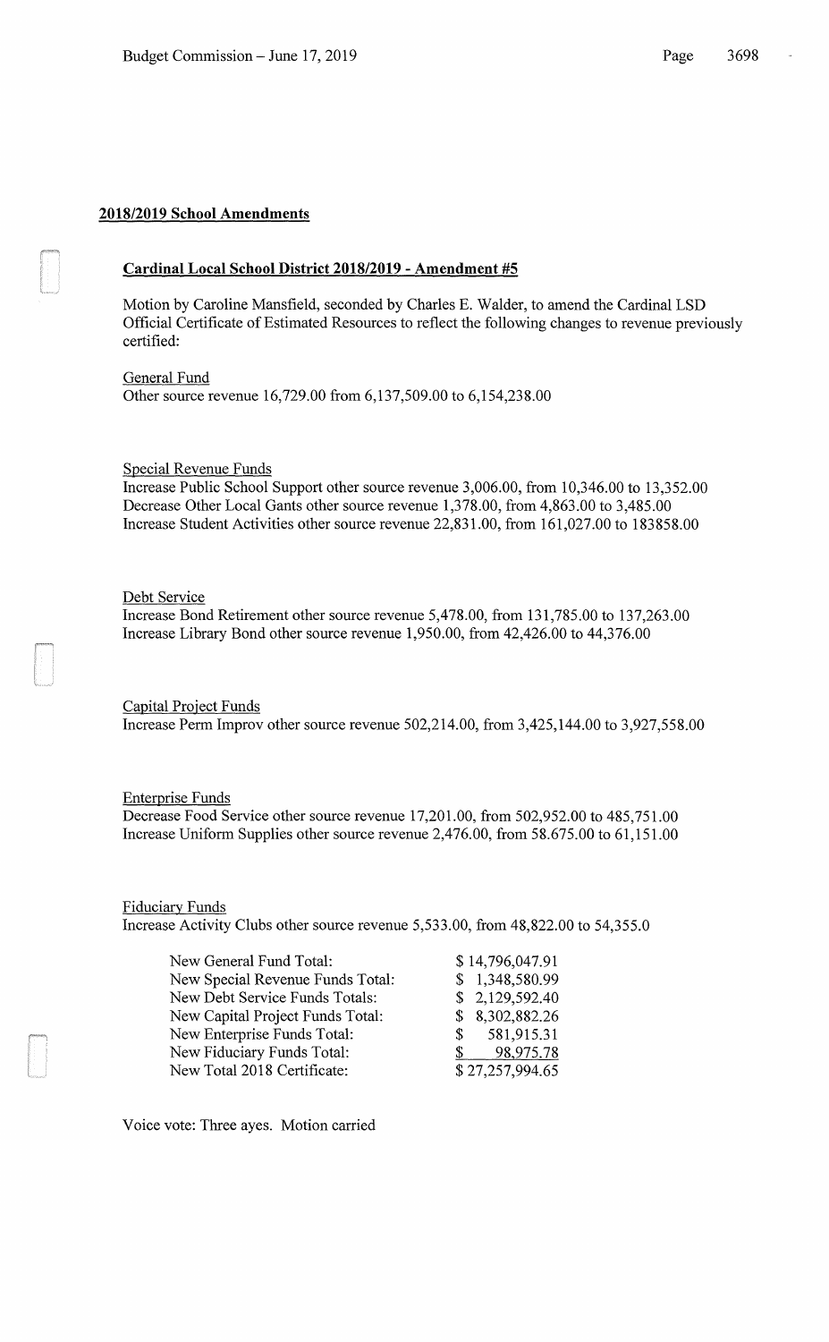## 2018/2019 School Amendments

### Cardinal Local School District 2018/2019 - Amendment #5

Motion by Caroline Mansfield, seconded by Charles E. Walder, to amend the Cardinal LSD Official Certificate of Estimated Resources to reflect the following changes to revenue previously certified:

General Fund
Other source revenue 16,729.00 from 6,137,509.00 to 6,154,238.00

Special Revenue Funds
Increase Public School Support other source revenue 3,006.00, from 10,346.00 to 13,352.00
Decrease Other Local Gants other source revenue 1,378.00, from 4,863.00 to 3,485.00
Increase Student Activities other source revenue 22,831.00, from 161,027.00 to 183858.00

Debt Service
Increase Bond Retirement other source revenue 5,478.00, from 131,785.00 to 137,263.00
Increase Library Bond other source revenue 1,950.00, from 42,426.00 to 44,376.00

Capital Project Funds
Increase Perm Improv other source revenue 502,214.00, from 3,425,144.00 to 3,927,558.00

Enterprise Funds
Decrease Food Service other source revenue 17,201.00, from 502,952.00 to 485,751.00
Increase Uniform Supplies other source revenue 2,476.00, from 58.675.00 to 61,151.00

Fiduciary Funds
Increase Activity Clubs other source revenue 5,533.00, from 48,822.00 to 54,355.0

| | |
|---|---|
| New General Fund Total: | $ 14,796,047.91 |
| New Special Revenue Funds Total: | $ 1,348,580.99 |
| New Debt Service Funds Totals: | $ 2,129,592.40 |
| New Capital Project Funds Total: | $ 8,302,882.26 |
| New Enterprise Funds Total: | $ 581,915.31 |
| New Fiduciary Funds Total: | $ 98,975.78 |
| New Total 2018 Certificate: | $ 27,257,994.65 |

Voice vote: Three ayes. Motion carried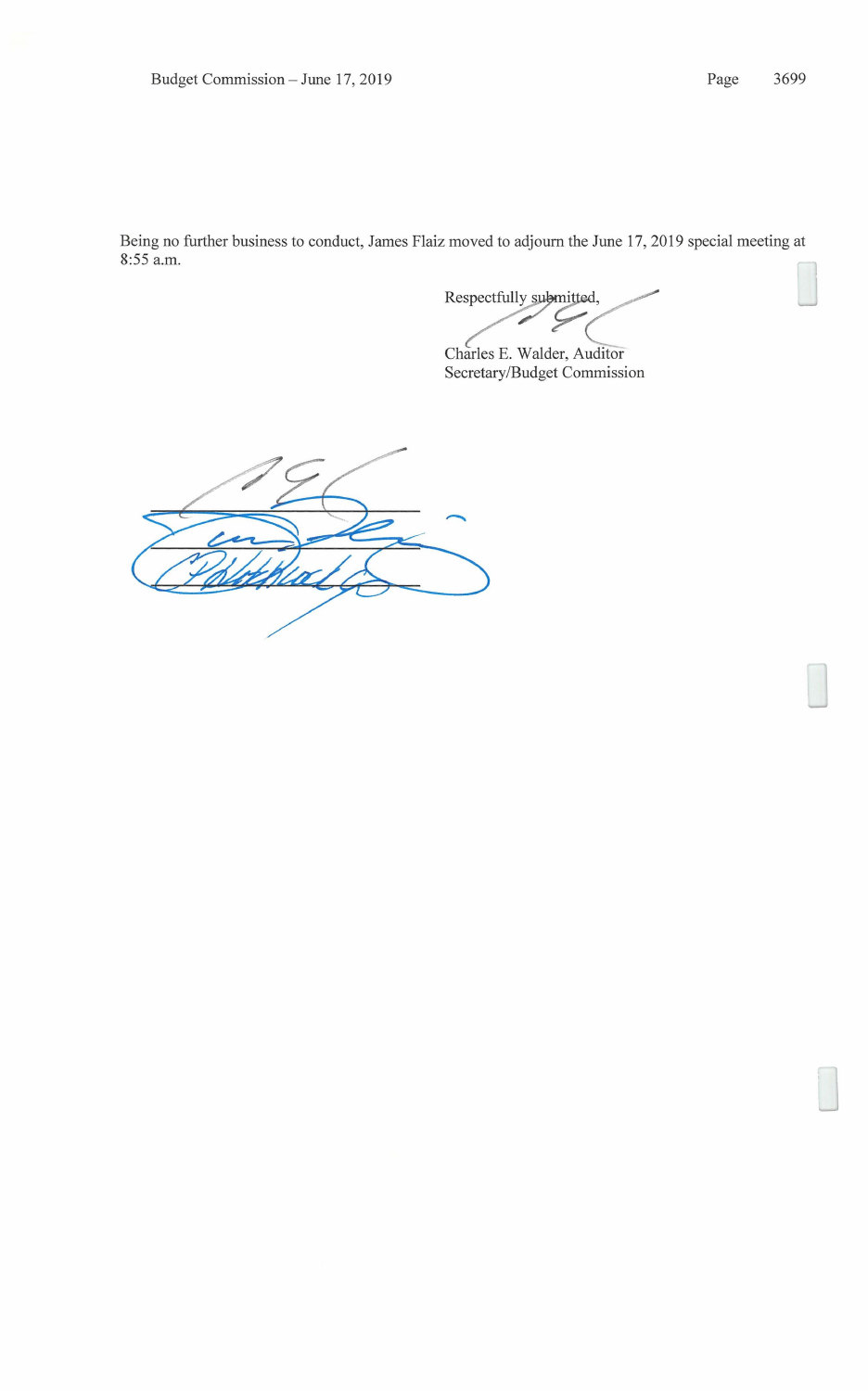Being no further business to conduct, James Flaiz moved to adjourn the June 17, 2019 special meeting at 8:55 a.m.

Respectfully submitted,

Charles E. Walder, Auditor
Secretary/Budget Commission

\_\_\_\_\_\_\_\_\_\_\_\_\_\_\_\_\_\_\_\_\_\_\_\_\_\_\_\_\_\_

\_\_\_\_\_\_\_\_\_\_\_\_\_\_\_\_\_\_\_\_\_\_\_\_\_\_\_\_\_\_

\_\_\_\_\_\_\_\_\_\_\_\_\_\_\_\_\_\_\_\_\_\_\_\_\_\_\_\_\_\_